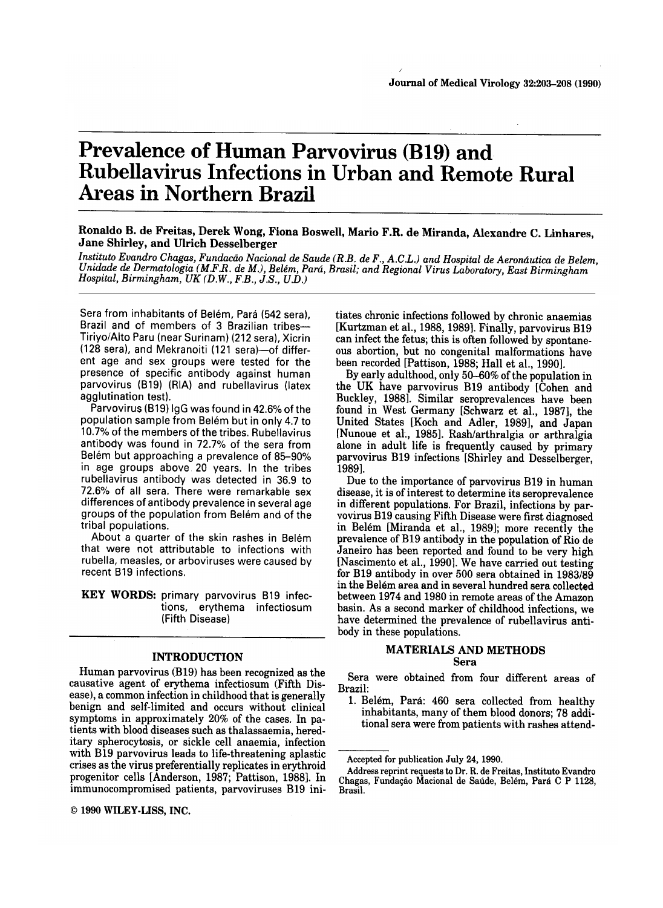# Prevalence of Human Parvovirus (B19) and Rubellavirus Infections in Urban and Remote Rural Areas in Northern Brazil

**Ronaldo B. de Freitas, Derek Wong, Fiona Boswell, Mario F.R. de Miranda, Alexandre C. Linhares, Jane Shirley, and Ulrich Desselberger**

*Instituto Evandro Chagas, Fundacão Nacional de Saude (R.B. de F., A.C.L.) and Hospital de Aeronáutica de Belem, Unidade de Dermatologia (M.F.R. de M.), Belém, Pará, Brasil; and Regional Virus Laboratory, East Birmingham Hospital, Birmingham, UK (D.W., F.B., J.S., U.D.)*

Sera from inhabitants of Belém, Pará (542 sera), Brazil and of members of 3 Brazilian tribes—Tiriyo/Alto Paru (near Surinam) (212 sera), Xicrin (128 sera), and Mekranoiti (121 sera)—of different age and sex groups were tested for the presence of specific antibody against human parvovirus (B19) (RIA) and rubellavirus (latex agglutination test).

Parvovirus (B19) IgG was found in 42.6% of the population sample from Belém but in only 4.7 to 10.7% of the members of the tribes. Rubellavirus antibody was found in 72.7% of the sera from Belém but approaching a prevalence of 85–90% in age groups above 20 years. In the tribes rubellavirus antibody was detected in 36.9 to 72.6% of all sera. There were remarkable sex differences of antibody prevalence in several age groups of the population from Belém and of the tribal populations.

About a quarter of the skin rashes in Belém that were not attributable to infections with rubella, measles, or arboviruses were caused by recent B19 infections.

**KEY WORDS:** primary parvovirus B19 infections, erythema infectiosum (Fifth Disease)

## INTRODUCTION

Human parvovirus (B19) has been recognized as the causative agent of erythema infectiosum (Fifth Disease), a common infection in childhood that is generally benign and self-limited and occurs without clinical symptoms in approximately 20% of the cases. In patients with blood diseases such as thalassaemia, hereditary spherocytosis, or sickle cell anaemia, infection with B19 parvovirus leads to life-threatening aplastic crises as the virus preferentially replicates in erythroid progenitor cells [Anderson, 1987; Pattison, 1988]. In immunocompromised patients, parvoviruses B19 initiates chronic infections followed by chronic anaemias [Kurtzman et al., 1988, 1989]. Finally, parvovirus B19 can infect the fetus; this is often followed by spontaneous abortion, but no congenital malformations have been recorded [Pattison, 1988; Hall et al., 1990].

By early adulthood, only 50–60% of the population in the UK have parvovirus B19 antibody [Cohen and Buckley, 1988]. Similar seroprevalences have been found in West Germany [Schwarz et al., 1987], the United States [Koch and Adler, 1989], and Japan [Nunoue et al., 1985]. Rash/arthralgia or arthralgia alone in adult life is frequently caused by primary parvovirus B19 infections [Shirley and Desselberger, 1989].

Due to the importance of parvovirus B19 in human disease, it is of interest to determine its seroprevalence in different populations. For Brazil, infections by parvovirus B19 causing Fifth Disease were first diagnosed in Belém [Miranda et al., 1989]; more recently the prevalence of B19 antibody in the population of Rio de Janeiro has been reported and found to be very high [Nascimento et al., 1990]. We have carried out testing for B19 antibody in over 500 sera obtained in 1983/89 in the Belém area and in several hundred sera collected between 1974 and 1980 in remote areas of the Amazon basin. As a second marker of childhood infections, we have determined the prevalence of rubellavirus antibody in these populations.

## MATERIALS AND METHODS

### Sera

Sera were obtained from four different areas of Brazil:

1. Belém, Pará: 460 sera collected from healthy inhabitants, many of them blood donors; 78 additional sera were from patients with rashes attend-

Accepted for publication July 24, 1990.

Address reprint requests to Dr. R. de Freitas, Instituto Evandro Chagas, Fundação Macional de Saúde, Belém, Pará C P 1128, Brasil.

© 1990 WILEY-LISS, INC.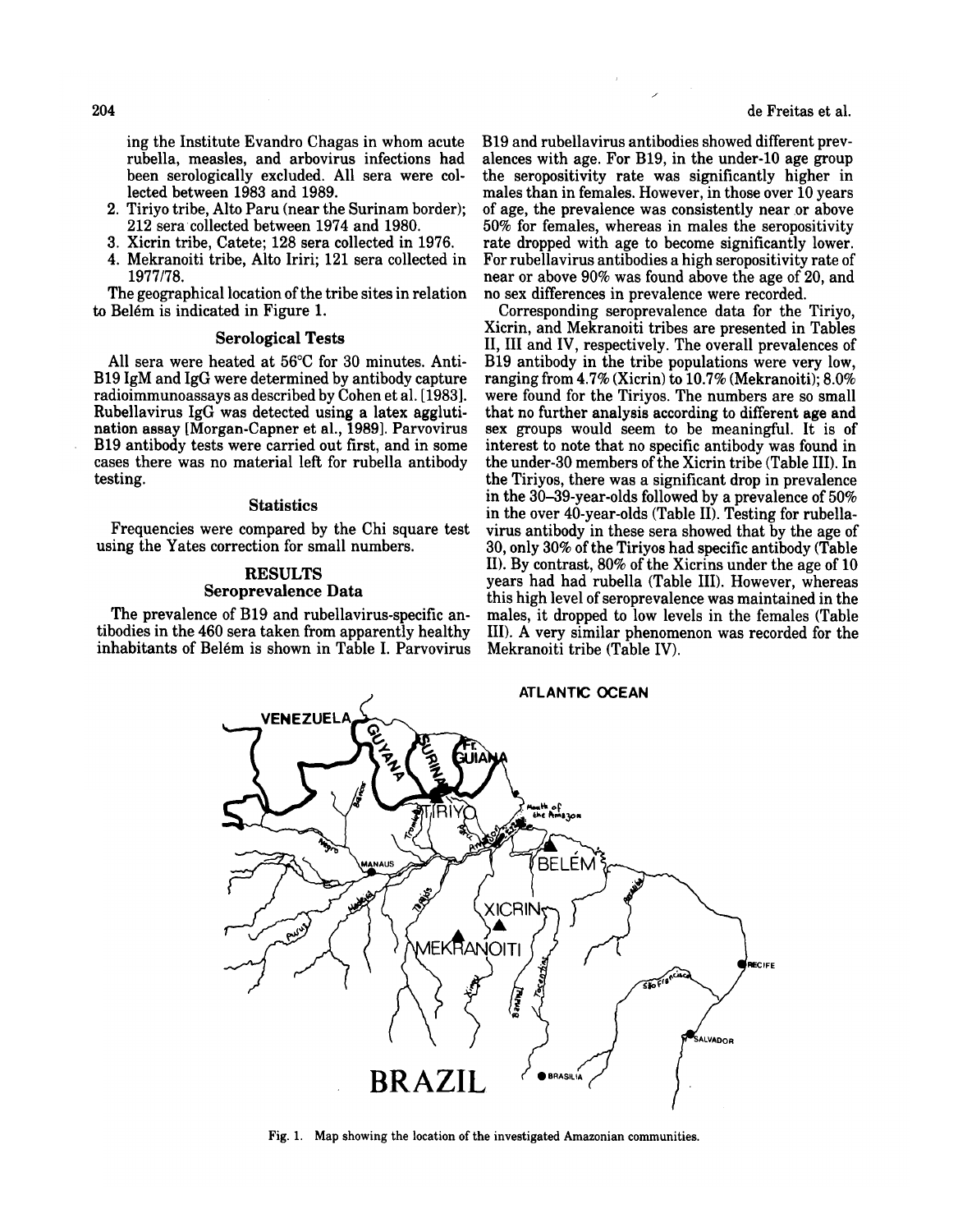ing the Institute Evandro Chagas in whom acute rubella, measles, and arbovirus infections had been serologically excluded. All sera were collected between 1983 and 1989.

2. Tiriyo tribe, Alto Paru (near the Surinam border); 212 sera collected between 1974 and 1980.
3. Xicrin tribe, Catete; 128 sera collected in 1976.
4. Mekranoiti tribe, Alto Iriri; 121 sera collected in 1977/78.

The geographical location of the tribe sites in relation to Belém is indicated in Figure 1.

### Serological Tests

All sera were heated at 56°C for 30 minutes. Anti-B19 IgM and IgG were determined by antibody capture radioimmunoassays as described by Cohen et al. [1983]. Rubellavirus IgG was detected using a latex agglutination assay [Morgan-Capner et al., 1989]. Parvovirus B19 antibody tests were carried out first, and in some cases there was no material left for rubella antibody testing.

### Statistics

Frequencies were compared by the Chi square test using the Yates correction for small numbers.

## RESULTS

### Seroprevalence Data

The prevalence of B19 and rubellavirus-specific antibodies in the 460 sera taken from apparently healthy inhabitants of Belém is shown in Table I. Parvovirus B19 and rubellavirus antibodies showed different prevalences with age. For B19, in the under-10 age group the seropositivity rate was significantly higher in males than in females. However, in those over 10 years of age, the prevalence was consistently near or above 50% for females, whereas in males the seropositivity rate dropped with age to become significantly lower. For rubellavirus antibodies a high seropositivity rate of near or above 90% was found above the age of 20, and no sex differences in prevalence were recorded.

Corresponding seroprevalence data for the Tiriyo, Xicrin, and Mekranoiti tribes are presented in Tables II, III and IV, respectively. The overall prevalences of B19 antibody in the tribe populations were very low, ranging from 4.7% (Xicrin) to 10.7% (Mekranoiti); 8.0% were found for the Tiriyos. The numbers are so small that no further analysis according to different age and sex groups would seem to be meaningful. It is of interest to note that no specific antibody was found in the under-30 members of the Xicrin tribe (Table III). In the Tiriyos, there was a significant drop in prevalence in the 30–39-year-olds followed by a prevalence of 50% in the over 40-year-olds (Table II). Testing for rubellavirus antibody in these sera showed that by the age of 30, only 30% of the Tiriyos had specific antibody (Table II). By contrast, 80% of the Xicrins under the age of 10 years had had rubella (Table III). However, whereas this high level of seroprevalence was maintained in the males, it dropped to low levels in the females (Table III). A very similar phenomenon was recorded for the Mekranoiti tribe (Table IV).

ATLANTIC OCEAN
VENEZUELA
GUYANA
SURINAM
FR. GUIANA
TIRIYO
MANAUS
BELÉM
XICRIN
MEKRANOITI
RECIFE
SALVADOR
BRASILIA
BRAZIL

Fig. 1. Map showing the location of the investigated Amazonian communities.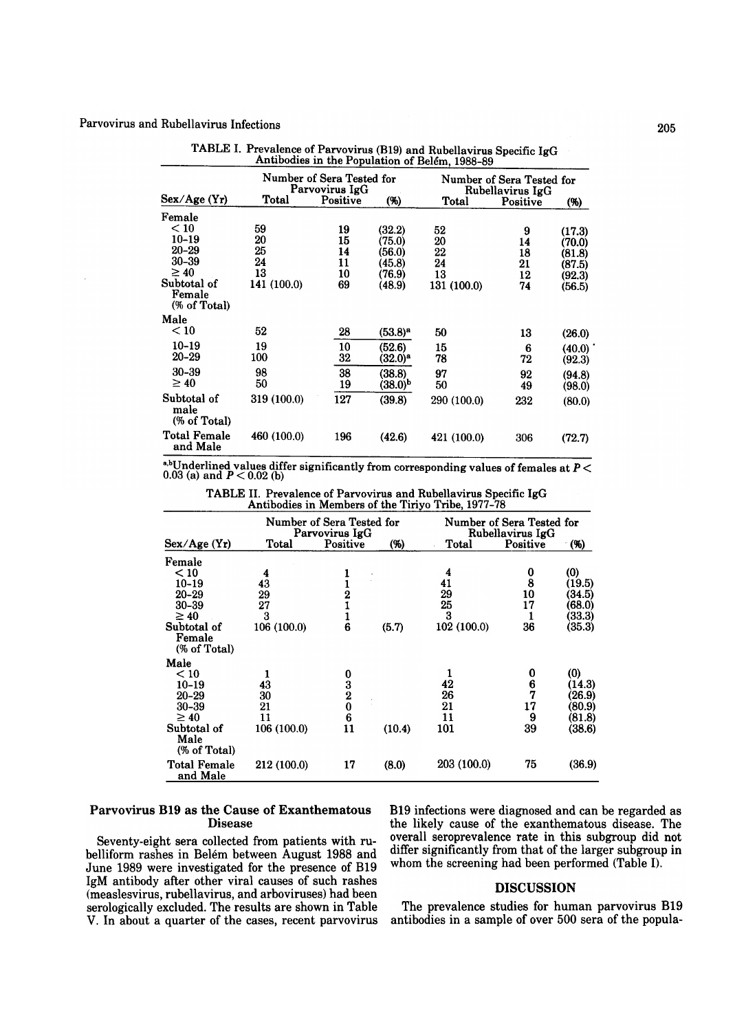TABLE I. Prevalence of Parvovirus (B19) and Rubellavirus Specific IgG Antibodies in the Population of Belém, 1988-89

| Sex/Age (Yr) | Number of Sera Tested for Parvovirus IgG Total | Positive | (%) | Number of Sera Tested for Rubellavirus IgG Total | Positive | (%) |
|---|---|---|---|---|---|---|
| Female | | | | | | |
| < 10 | 59 | 19 | (32.2) | 52 | 9 | (17.3) |
| 10–19 | 20 | 15 | (75.0) | 20 | 14 | (70.0) |
| 20–29 | 25 | 14 | (56.0) | 22 | 18 | (81.8) |
| 30–39 | 24 | 11 | (45.8) | 24 | 21 | (87.5) |
| ≥ 40 | 13 | 10 | (76.9) | 13 | 12 | (92.3) |
| Subtotal of Female (% of Total) | 141 (100.0) | 69 | (48.9) | 131 (100.0) | 74 | (56.5) |
| Male | | | | | | |
| < 10 | 52 | 28 | (53.8)[a] | 50 | 13 | (26.0) |
| 10–19 | 19 | 10 | (52.6) | 15 | 6 | (40.0) |
| 20–29 | 100 | 32 | (32.0)[a] | 78 | 72 | (92.3) |
| 30–39 | 98 | 38 | (38.8) | 97 | 92 | (94.8) |
| ≥ 40 | 50 | 19 | (38.0)[b] | 50 | 49 | (98.0) |
| Subtotal of male (% of Total) | 319 (100.0) | 127 | (39.8) | 290 (100.0) | 232 | (80.0) |
| Total Female and Male | 460 (100.0) | 196 | (42.6) | 421 (100.0) | 306 | (72.7) |

[a,b]Underlined values differ significantly from corresponding values of females at $P < 0.03$ (a) and $P < 0.02$ (b)

TABLE II. Prevalence of Parvovirus and Rubellavirus Specific IgG Antibodies in Members of the Tiriyo Tribe, 1977-78

| Sex/Age (Yr) | Number of Sera Tested for Parvovirus IgG Total | Positive | (%) | Number of Sera Tested for Rubellavirus IgG Total | Positive | (%) |
|---|---|---|---|---|---|---|
| Female | | | | | | |
| < 10 | 4 | 1 | | 4 | 0 | (0) |
| 10–19 | 43 | 1 | | 41 | 8 | (19.5) |
| 20–29 | 29 | 2 | | 29 | 10 | (34.5) |
| 30–39 | 27 | 1 | | 25 | 17 | (68.0) |
| ≥ 40 | 3 | 1 | | 3 | 1 | (33.3) |
| Subtotal of Female (% of Total) | 106 (100.0) | 6 | (5.7) | 102 (100.0) | 36 | (35.3) |
| Male | | | | | | |
| < 10 | 1 | 0 | | 1 | 0 | (0) |
| 10–19 | 43 | 3 | | 42 | 6 | (14.3) |
| 20–29 | 30 | 2 | | 26 | 7 | (26.9) |
| 30–39 | 21 | 0 | | 21 | 17 | (80.9) |
| ≥ 40 | 11 | 6 | | 11 | 9 | (81.8) |
| Subtotal of Male (% of Total) | 106 (100.0) | 11 | (10.4) | 101 | 39 | (38.6) |
| Total Female and Male | 212 (100.0) | 17 | (8.0) | 203 (100.0) | 75 | (36.9) |

### Parvovirus B19 as the Cause of Exanthematous Disease

Seventy-eight sera collected from patients with rubelliform rashes in Belém between August 1988 and June 1989 were investigated for the presence of B19 IgM antibody after other viral causes of such rashes (measlesvirus, rubellavirus, and arboviruses) had been serologically excluded. The results are shown in Table V. In about a quarter of the cases, recent parvovirus B19 infections were diagnosed and can be regarded as the likely cause of the exanthematous disease. The overall seroprevalence rate in this subgroup did not differ significantly from that of the larger subgroup in whom the screening had been performed (Table I).

## DISCUSSION

The prevalence studies for human parvovirus B19 antibodies in a sample of over 500 sera of the popula-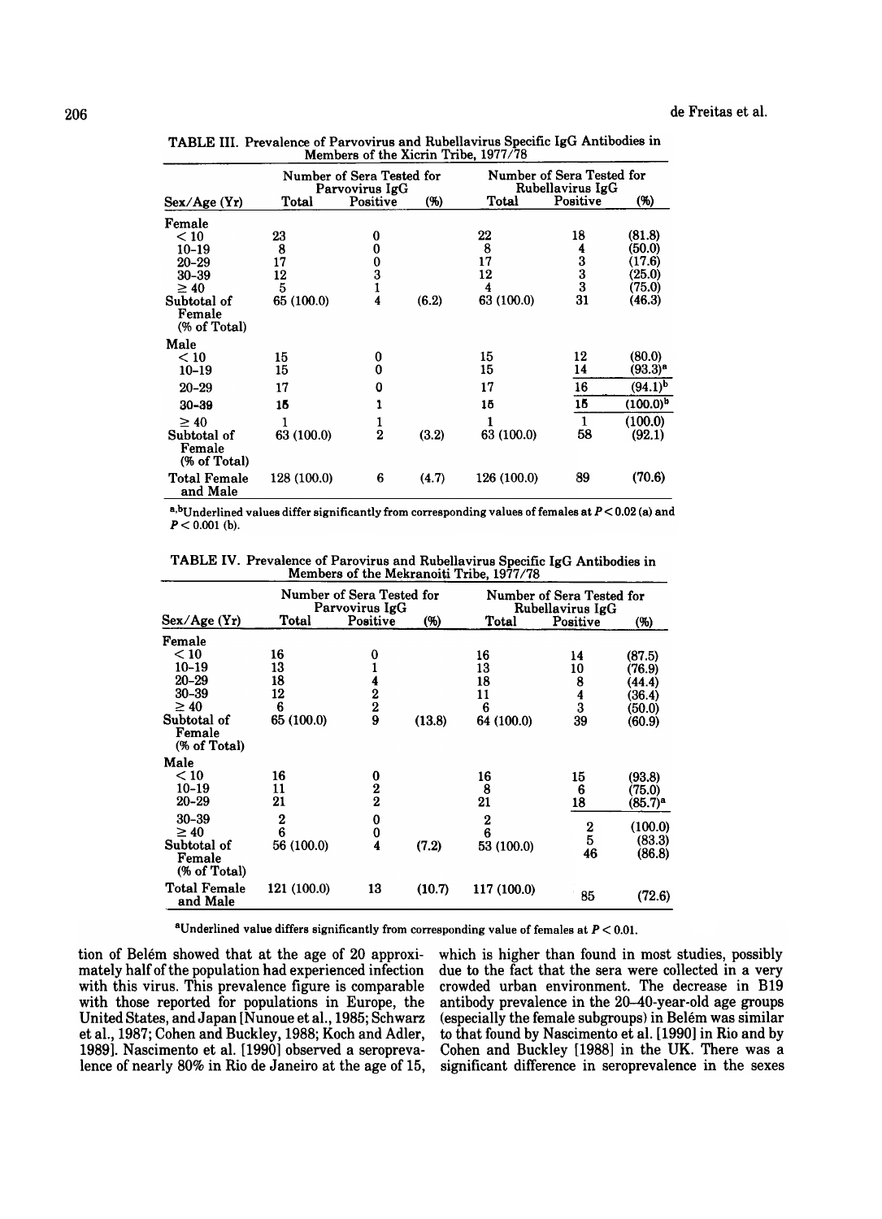TABLE III. Prevalence of Parvovirus and Rubellavirus Specific IgG Antibodies in Members of the Xicrin Tribe, 1977/78

| Sex/Age (Yr) | Number of Sera Tested for Parvovirus IgG | | | Number of Sera Tested for Rubellavirus IgG | | |
|---|---|---|---|---|---|---|
| | Total | Positive | (%) | Total | Positive | (%) |
| Female | | | | | | |
| < 10 | 23 | 0 | | 22 | 18 | (81.8) |
| 10–19 | 8 | 0 | | 8 | 4 | (50.0) |
| 20–29 | 17 | 0 | | 17 | 3 | (17.6) |
| 30–39 | 12 | 3 | | 12 | 3 | (25.0) |
| ≥ 40 | 5 | 1 | | 4 | 3 | (75.0) |
| Subtotal of Female (% of Total) | 65 (100.0) | 4 | (6.2) | 63 (100.0) | 31 | (46.3) |
| Male | | | | | | |
| < 10 | 15 | 0 | | 15 | 12 | (80.0) |
| 10–19 | 15 | 0 | | 15 | 14 | (93.3)[a] |
| 20–29 | 17 | 0 | | 17 | 16 | (94.1)[b] |
| 30–39 | 15 | 1 | | 15 | 15 | (100.0)[b] |
| ≥ 40 | 1 | 1 | | 1 | 1 | (100.0) |
| Subtotal of Female (% of Total) | 63 (100.0) | 2 | (3.2) | 63 (100.0) | 58 | (92.1) |
| Total Female and Male | 128 (100.0) | 6 | (4.7) | 126 (100.0) | 89 | (70.6) |

[a,b]Underlined values differ significantly from corresponding values of females at $P < 0.02$ (a) and $P < 0.001$ (b).

TABLE IV. Prevalence of Parovirus and Rubellavirus Specific IgG Antibodies in Members of the Mekranoiti Tribe, 1977/78

| Sex/Age (Yr) | Number of Sera Tested for Parvovirus IgG | | | Number of Sera Tested for Rubellavirus IgG | | |
|---|---|---|---|---|---|---|
| | Total | Positive | (%) | Total | Positive | (%) |
| Female | | | | | | |
| < 10 | 16 | 0 | | 16 | 14 | (87.5) |
| 10–19 | 13 | 1 | | 13 | 10 | (76.9) |
| 20–29 | 18 | 4 | | 18 | 8 | (44.4) |
| 30–39 | 12 | 2 | | 11 | 4 | (36.4) |
| ≥ 40 | 6 | 2 | | 6 | 3 | (50.0) |
| Subtotal of Female (% of Total) | 65 (100.0) | 9 | (13.8) | 64 (100.0) | 39 | (60.9) |
| Male | | | | | | |
| < 10 | 16 | 0 | | 16 | 15 | (93.8) |
| 10–19 | 11 | 2 | | 8 | 6 | (75.0) |
| 20–29 | 21 | 2 | | 21 | 18 | (85.7)[a] |
| 30–39 | 2 | 0 | | 2 | 2 | (100.0) |
| ≥ 40 | 6 | 0 | | 6 | 5 | (83.3) |
| Subtotal of Female (% of Total) | 56 (100.0) | 4 | (7.2) | 53 (100.0) | 46 | (86.8) |
| Total Female and Male | 121 (100.0) | 13 | (10.7) | 117 (100.0) | 85 | (72.6) |

[a]Underlined value differs significantly from corresponding value of females at $P < 0.01$.

tion of Belém showed that at the age of 20 approximately half of the population had experienced infection with this virus. This prevalence figure is comparable with those reported for populations in Europe, the United States, and Japan [Nunoue et al., 1985; Schwarz et al., 1987; Cohen and Buckley, 1988; Koch and Adler, 1989]. Nascimento et al. [1990] observed a seroprevalence of nearly 80% in Rio de Janeiro at the age of 15, which is higher than found in most studies, possibly due to the fact that the sera were collected in a very crowded urban environment. The decrease in B19 antibody prevalence in the 20–40-year-old age groups (especially the female subgroups) in Belém was similar to that found by Nascimento et al. [1990] in Rio and by Cohen and Buckley [1988] in the UK. There was a significant difference in seroprevalence in the sexes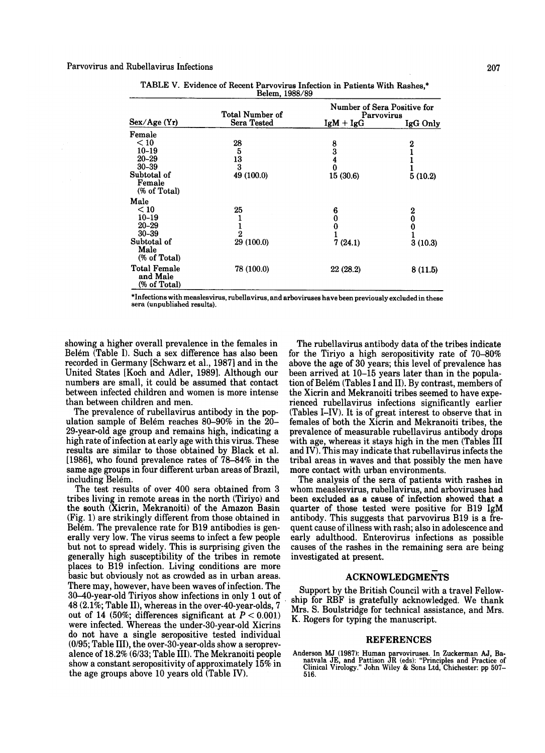TABLE V. Evidence of Recent Parvovirus Infection in Patients With Rashes,* Belem, 1988/89

| Sex/Age (Yr) | Total Number of Sera Tested | Number of Sera Positive for Parvovirus | |
|---|---|---|---|
| | | IgM + IgG | IgG Only |
| Female | | | |
| < 10 | 28 | 8 | 2 |
| 10–19 | 5 | 3 | 1 |
| 20–29 | 13 | 4 | 1 |
| 30–39 | 3 | 0 | 1 |
| Subtotal of Female (% of Total) | 49 (100.0) | 15 (30.6) | 5 (10.2) |
| Male | | | |
| < 10 | 25 | 6 | 2 |
| 10–19 | 1 | 0 | 0 |
| 20–29 | 1 | 0 | 0 |
| 30–39 | 2 | 1 | 1 |
| Subtotal of Male (% of Total) | 29 (100.0) | 7 (24.1) | 3 (10.3) |
| Total Female and Male (% of Total) | 78 (100.0) | 22 (28.2) | 8 (11.5) |

*Infections with measlesvirus, rubellavirus, and arboviruses have been previously excluded in these sera (unpublished results).

showing a higher overall prevalence in the females in Belém (Table I). Such a sex difference has also been recorded in Germany [Schwarz et al., 1987] and in the United States [Koch and Adler, 1989]. Although our numbers are small, it could be assumed that contact between infected children and women is more intense than between children and men.

The prevalence of rubellavirus antibody in the population sample of Belém reaches 80–90% in the 20–29-year-old age group and remains high, indicating a high rate of infection at early age with this virus. These results are similar to those obtained by Black et al. [1986], who found prevalence rates of 78–84% in the same age groups in four different urban areas of Brazil, including Belém.

The test results of over 400 sera obtained from 3 tribes living in remote areas in the north (Tiriyo) and the south (Xicrin, Mekranoiti) of the Amazon Basin (Fig. 1) are strikingly different from those obtained in Belém. The prevalence rate for B19 antibodies is generally very low. The virus seems to infect a few people but not to spread widely. This is surprising given the generally high susceptibility of the tribes in remote places to B19 infection. Living conditions are more basic but obviously not as crowded as in urban areas. There may, however, have been waves of infection. The 30–40-year-old Tiriyos show infections in only 1 out of 48 (2.1%; Table II), whereas in the over-40-year-olds, 7 out of 14 (50%; differences significant at $P < 0.001$) were infected. Whereas the under-30-year-old Xicrins do not have a single seropositive tested individual (0/95; Table III), the over-30-year-olds show a seroprevalence of 18.2% (6/33; Table III). The Mekranoiti people show a constant seropositivity of approximately 15% in the age groups above 10 years old (Table IV).

The rubellavirus antibody data of the tribes indicate for the Tiriyo a high seropositivity rate of 70–80% above the age of 30 years; this level of prevalence has been arrived at 10–15 years later than in the population of Belém (Tables I and II). By contrast, members of the Xicrin and Mekranoiti tribes seemed to have experienced rubellavirus infections significantly earlier (Tables I–IV). It is of great interest to observe that in females of both the Xicrin and Mekranoiti tribes, the prevalence of measurable rubellavirus antibody drops with age, whereas it stays high in the men (Tables III and IV). This may indicate that rubellavirus infects the tribal areas in waves and that possibly the men have more contact with urban environments.

The analysis of the sera of patients with rashes in whom measlesvirus, rubellavirus, and arboviruses had been excluded as a cause of infection showed that a quarter of those tested were positive for B19 IgM antibody. This suggests that parvovirus B19 is a frequent cause of illness with rash; also in adolescence and early adulthood. Enterovirus infections as possible causes of the rashes in the remaining sera are being investigated at present.

## ACKNOWLEDGMENTS

Support by the British Council with a travel Fellowship for RBF is gratefully acknowledged. We thank Mrs. S. Boulstridge for technical assistance, and Mrs. K. Rogers for typing the manuscript.

## REFERENCES

Anderson MJ (1987): Human parvoviruses. In Zuckerman AJ, Banatvala JE, and Pattison JR (eds): "Principles and Practice of Clinical Virology." John Wiley & Sons Ltd, Chichester: pp 507–516.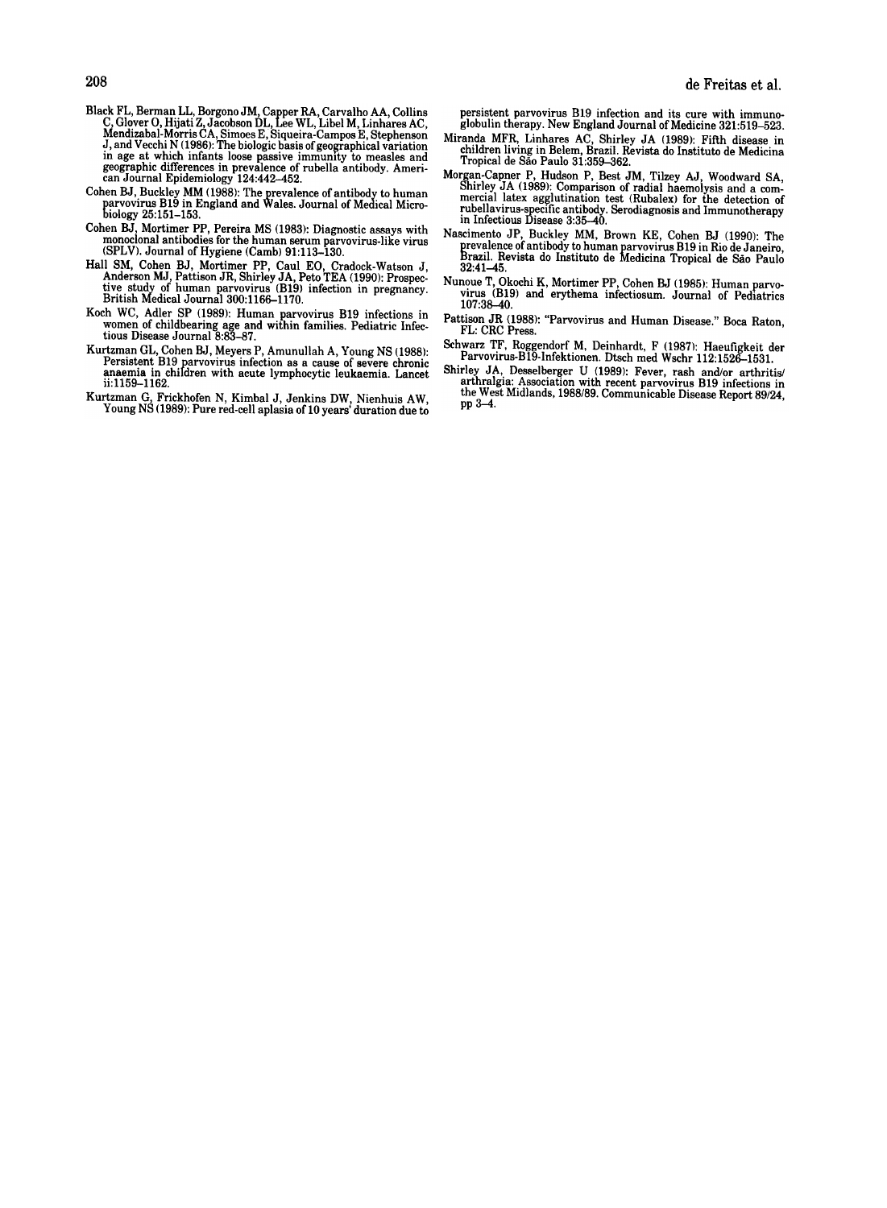Black FL, Berman LL, Borgono JM, Capper RA, Carvalho AA, Collins C, Glover O, Hijati Z, Jacobson DL, Lee WL, Libel M, Linhares AC, Mendizabal-Morris CA, Simoes E, Siqueira-Campos E, Stephenson J, and Vecchi N (1986): The biologic basis of geographical variation in age at which infants loose passive immunity to measles and geographic differences in prevalence of rubella antibody. American Journal Epidemiology 124:442–452.

Cohen BJ, Buckley MM (1988): The prevalence of antibody to human parvovirus B19 in England and Wales. Journal of Medical Microbiology 25:151–153.

Cohen BJ, Mortimer PP, Pereira MS (1983): Diagnostic assays with monoclonal antibodies for the human serum parvovirus-like virus (SPLV). Journal of Hygiene (Camb) 91:113–130.

Hall SM, Cohen BJ, Mortimer PP, Caul EO, Cradock-Watson J, Anderson MJ, Pattison JR, Shirley JA, Peto TEA (1990): Prospective study of human parvovirus (B19) infection in pregnancy. British Medical Journal 300:1166–1170.

Koch WC, Adler SP (1989): Human parvovirus B19 infections in women of childbearing age and within families. Pediatric Infectious Disease Journal 8:83–87.

Kurtzman GL, Cohen BJ, Meyers P, Amunullah A, Young NS (1988): Persistent B19 parvovirus infection as a cause of severe chronic anaemia in children with acute lymphocytic leukaemia. Lancet ii:1159–1162.

Kurtzman G, Frickhofen N, Kimbal J, Jenkins DW, Nienhuis AW, Young NS (1989): Pure red-cell aplasia of 10 years' duration due to persistent parvovirus B19 infection and its cure with immunoglobulin therapy. New England Journal of Medicine 321:519–523.

Miranda MFR, Linhares AC, Shirley JA (1989): Fifth disease in children living in Belem, Brazil. Revista do Instituto de Medicina Tropical de São Paulo 31:359–362.

Morgan-Capner P, Hudson P, Best JM, Tilzey AJ, Woodward SA, Shirley JA (1989): Comparison of radial haemolysis and a commercial latex agglutination test (Rubalex) for the detection of rubellavirus-specific antibody. Serodiagnosis and Immunotherapy in Infectious Disease 3:35–40.

Nascimento JP, Buckley MM, Brown KE, Cohen BJ (1990): The prevalence of antibody to human parvovirus B19 in Rio de Janeiro, Brazil. Revista do Instituto de Medicina Tropical de São Paulo 32:41–45.

Nunoue T, Okochi K, Mortimer PP, Cohen BJ (1985): Human parvovirus (B19) and erythema infectiosum. Journal of Pediatrics 107:38–40.

Pattison JR (1988): "Parvovirus and Human Disease." Boca Raton, FL: CRC Press.

Schwarz TF, Roggendorf M, Deinhardt, F (1987): Haeufigkeit der Parvovirus-B19-Infektionen. Dtsch med Wschr 112:1526–1531.

Shirley JA, Desselberger U (1989): Fever, rash and/or arthritis/arthralgia: Association with recent parvovirus B19 infections in the West Midlands, 1988/89. Communicable Disease Report 89/24, pp 3–4.